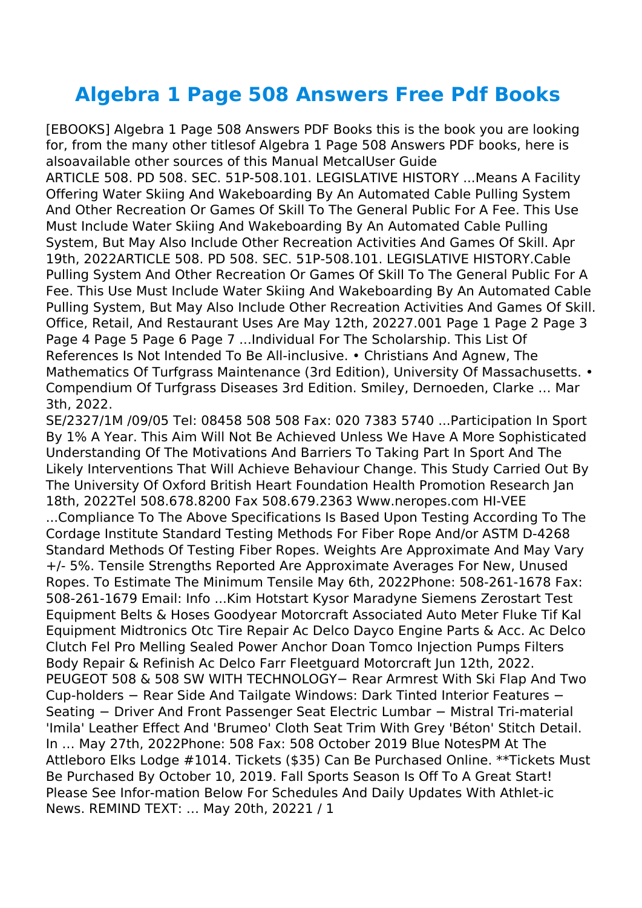# Algebra 1 Page 508 Answers Free Pdf Books

[EBOOKS] Algebra 1 Page 508 Answers PDF Books this is the book you are looking for, from the many other titlesof Algebra 1 Page 508 Answers PDF books, here is alsoavailable other sources of this Manual MetcalUser Guide

ARTICLE 508. PD 508. SEC. 51P-508.101. LEGISLATIVE HISTORY ...Means A Facility Offering Water Skiing And Wakeboarding By An Automated Cable Pulling System And Other Recreation Or Games Of Skill To The General Public For A Fee. This Use Must Include Water Skiing And Wakeboarding By An Automated Cable Pulling System, But May Also Include Other Recreation Activities And Games Of Skill. Apr 19th, 2022ARTICLE 508. PD 508. SEC. 51P-508.101. LEGISLATIVE HISTORY.Cable Pulling System And Other Recreation Or Games Of Skill To The General Public For A Fee. This Use Must Include Water Skiing And Wakeboarding By An Automated Cable Pulling System, But May Also Include Other Recreation Activities And Games Of Skill. Office, Retail, And Restaurant Uses Are May 12th, 20227.001 Page 1 Page 2 Page 3 Page 4 Page 5 Page 6 Page 7 ...Individual For The Scholarship. This List Of References Is Not Intended To Be All-inclusive. • Christians And Agnew, The Mathematics Of Turfgrass Maintenance (3rd Edition), University Of Massachusetts. • Compendium Of Turfgrass Diseases 3rd Edition. Smiley, Dernoeden, Clarke ... Mar 3th, 2022.

SE/2327/1M /09/05 Tel: 08458 508 508 Fax: 020 7383 5740 ...Participation In Sport By 1% A Year. This Aim Will Not Be Achieved Unless We Have A More Sophisticated Understanding Of The Motivations And Barriers To Taking Part In Sport And The Likely Interventions That Will Achieve Behaviour Change. This Study Carried Out By The University Of Oxford British Heart Foundation Health Promotion Research Jan 18th, 2022Tel 508.678.8200 Fax 508.679.2363 Www.neropes.com HI-VEE ...Compliance To The Above Specifications Is Based Upon Testing According To The Cordage Institute Standard Testing Methods For Fiber Rope And/or ASTM D-4268 Standard Methods Of Testing Fiber Ropes. Weights Are Approximate And May Vary +/- 5%. Tensile Strengths Reported Are Approximate Averages For New, Unused Ropes. To Estimate The Minimum Tensile May 6th, 2022Phone: 508-261-1678 Fax: 508-261-1679 Email: Info ...Kim Hotstart Kysor Maradyne Siemens Zerostart Test Equipment Belts & Hoses Goodyear Motorcraft Associated Auto Meter Fluke Tif Kal Equipment Midtronics Otc Tire Repair Ac Delco Dayco Engine Parts & Acc. Ac Delco Clutch Fel Pro Melling Sealed Power Anchor Doan Tomco Injection Pumps Filters Body Repair & Refinish Ac Delco Farr Fleetguard Motorcraft Jun 12th, 2022.

PEUGEOT 508 & 508 SW WITH TECHNOLOGY− Rear Armrest With Ski Flap And Two Cup-holders − Rear Side And Tailgate Windows: Dark Tinted Interior Features − Seating − Driver And Front Passenger Seat Electric Lumbar − Mistral Tri-material 'Imila' Leather Effect And 'Brumeo' Cloth Seat Trim With Grey 'Béton' Stitch Detail. In ... May 27th, 2022Phone: 508 Fax: 508 October 2019 Blue NotesPM At The Attleboro Elks Lodge #1014. Tickets ($35) Can Be Purchased Online. **Tickets Must Be Purchased By October 10, 2019. Fall Sports Season Is Off To A Great Start! Please See Infor-mation Below For Schedules And Daily Updates With Athlet-ic News. REMIND TEXT: ... May 20th, 2022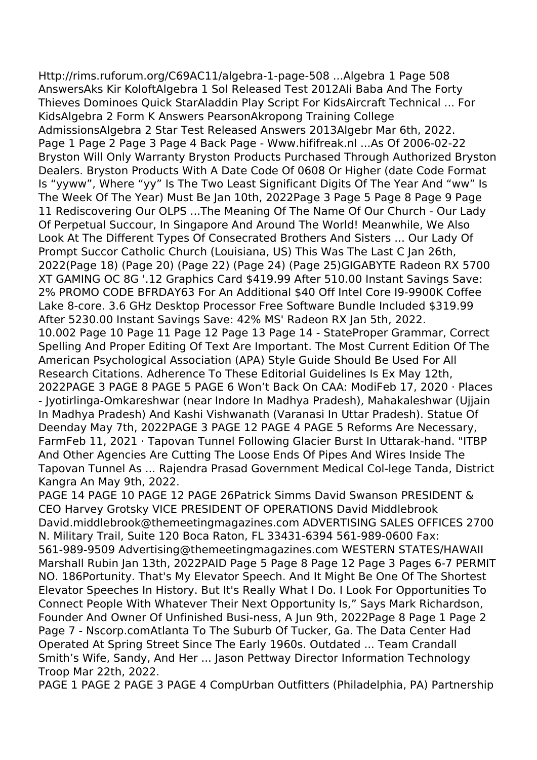Http://rims.ruforum.org/C69AC11/algebra-1-page-508 ...Algebra 1 Page 508 AnswersAks Kir KoloftAlgebra 1 Sol Released Test 2012Ali Baba And The Forty Thieves Dominoes Quick StarAladdin Play Script For KidsAircraft Technical ... For KidsAlgebra 2 Form K Answers PearsonAkropong Training College AdmissionsAlgebra 2 Star Test Released Answers 2013Algebr Mar 6th, 2022.
Page 1 Page 2 Page 3 Page 4 Back Page - Www.hififreak.nl ...As Of 2006-02-22 Bryston Will Only Warranty Bryston Products Purchased Through Authorized Bryston Dealers. Bryston Products With A Date Code Of 0608 Or Higher (date Code Format Is "yyww", Where "yy" Is The Two Least Significant Digits Of The Year And "ww" Is The Week Of The Year) Must Be Jan 10th, 2022Page 3 Page 5 Page 8 Page 9 Page 11 Rediscovering Our OLPS ...The Meaning Of The Name Of Our Church - Our Lady Of Perpetual Succour, In Singapore And Around The World! Meanwhile, We Also Look At The Different Types Of Consecrated Brothers And Sisters ... Our Lady Of Prompt Succor Catholic Church (Louisiana, US) This Was The Last C Jan 26th, 2022(Page 18) (Page 20) (Page 22) (Page 24) (Page 25)GIGABYTE Radeon RX 5700 XT GAMING OC 8G '.12 Graphics Card $419.99 After 510.00 Instant Savings Save: 2% PROMO CODE BFRDAY63 For An Additional $40 Off Intel Core I9-9900K Coffee Lake 8-core. 3.6 GHz Desktop Processor Free Software Bundle Included $319.99 After 5230.00 Instant Savings Save: 42% MS' Radeon RX Jan 5th, 2022.
10.002 Page 10 Page 11 Page 12 Page 13 Page 14 - StateProper Grammar, Correct Spelling And Proper Editing Of Text Are Important. The Most Current Edition Of The American Psychological Association (APA) Style Guide Should Be Used For All Research Citations. Adherence To These Editorial Guidelines Is Ex May 12th, 2022PAGE 3 PAGE 8 PAGE 5 PAGE 6 Won't Back On CAA: ModiFeb 17, 2020 · Places - Jyotirlinga-Omkareshwar (near Indore In Madhya Pradesh), Mahakaleshwar (Ujjain In Madhya Pradesh) And Kashi Vishwanath (Varanasi In Uttar Pradesh). Statue Of Deenday May 7th, 2022PAGE 3 PAGE 12 PAGE 4 PAGE 5 Reforms Are Necessary, FarmFeb 11, 2021 · Tapovan Tunnel Following Glacier Burst In Uttarak-hand. "ITBP And Other Agencies Are Cutting The Loose Ends Of Pipes And Wires Inside The Tapovan Tunnel As ... Rajendra Prasad Government Medical Col-lege Tanda, District Kangra An May 9th, 2022.
PAGE 14 PAGE 10 PAGE 12 PAGE 26Patrick Simms David Swanson PRESIDENT & CEO Harvey Grotsky VICE PRESIDENT OF OPERATIONS David Middlebrook David.middlebrook@themeetingmagazines.com ADVERTISING SALES OFFICES 2700 N. Military Trail, Suite 120 Boca Raton, FL 33431-6394 561-989-0600 Fax: 561-989-9509 Advertising@themeetingmagazines.com WESTERN STATES/HAWAII Marshall Rubin Jan 13th, 2022PAID Page 5 Page 8 Page 12 Page 3 Pages 6-7 PERMIT NO. 186Portunity. That's My Elevator Speech. And It Might Be One Of The Shortest Elevator Speeches In History. But It's Really What I Do. I Look For Opportunities To Connect People With Whatever Their Next Opportunity Is," Says Mark Richardson, Founder And Owner Of Unfinished Busi-ness, A Jun 9th, 2022Page 8 Page 1 Page 2 Page 7 - Nscorp.comAtlanta To The Suburb Of Tucker, Ga. The Data Center Had Operated At Spring Street Since The Early 1960s. Outdated ... Team Crandall Smith's Wife, Sandy, And Her ... Jason Pettway Director Information Technology Troop Mar 22th, 2022.
PAGE 1 PAGE 2 PAGE 3 PAGE 4 CompUrban Outfitters (Philadelphia, PA) Partnership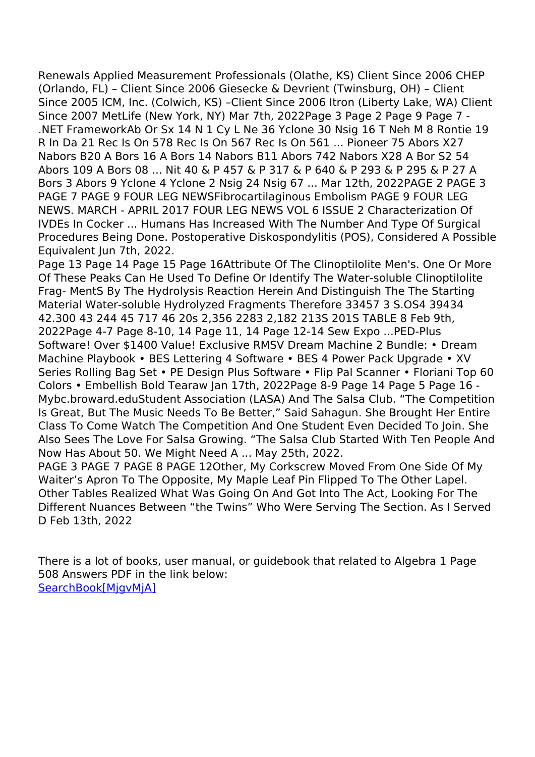Renewals Applied Measurement Professionals (Olathe, KS) Client Since 2006 CHEP (Orlando, FL) – Client Since 2006 Giesecke & Devrient (Twinsburg, OH) – Client Since 2005 ICM, Inc. (Colwich, KS) –Client Since 2006 Itron (Liberty Lake, WA) Client Since 2007 MetLife (New York, NY) Mar 7th, 2022Page 3 Page 2 Page 9 Page 7 - .NET FrameworkAb Or Sx 14 N 1 Cy L Ne 36 Yclone 30 Nsig 16 T Neh M 8 Rontie 19 R In Da 21 Rec Is On 578 Rec Is On 567 Rec Is On 561 ... Pioneer 75 Abors X27 Nabors B20 A Bors 16 A Bors 14 Nabors B11 Abors 742 Nabors X28 A Bor S2 54 Abors 109 A Bors 08 ... Nit 40 & P 457 & P 317 & P 640 & P 293 & P 295 & P 27 A Bors 3 Abors 9 Yclone 4 Yclone 2 Nsig 24 Nsig 67 ... Mar 12th, 2022PAGE 2 PAGE 3 PAGE 7 PAGE 9 FOUR LEG NEWSFibrocartilaginous Embolism PAGE 9 FOUR LEG NEWS. MARCH - APRIL 2017 FOUR LEG NEWS VOL 6 ISSUE 2 Characterization Of IVDEs In Cocker ... Humans Has Increased With The Number And Type Of Surgical Procedures Being Done. Postoperative Diskospondylitis (POS), Considered A Possible Equivalent Jun 7th, 2022.

Page 13 Page 14 Page 15 Page 16Attribute Of The Clinoptilolite Men's. One Or More Of These Peaks Can He Used To Define Or Identify The Water-soluble Clinoptilolite Frag- MentS By The Hydrolysis Reaction Herein And Distinguish The The Starting Material Water-soluble Hydrolyzed Fragments Therefore 33457 3 S.OS4 39434 42.300 43 244 45 717 46 20s 2,356 2283 2,182 213S 201S TABLE 8 Feb 9th, 2022Page 4-7 Page 8-10, 14 Page 11, 14 Page 12-14 Sew Expo ...PED-Plus Software! Over $1400 Value! Exclusive RMSV Dream Machine 2 Bundle: • Dream Machine Playbook • BES Lettering 4 Software • BES 4 Power Pack Upgrade • XV Series Rolling Bag Set • PE Design Plus Software • Flip Pal Scanner • Floriani Top 60 Colors • Embellish Bold Tearaw Jan 17th, 2022Page 8-9 Page 14 Page 5 Page 16 - Mybc.broward.eduStudent Association (LASA) And The Salsa Club. "The Competition Is Great, But The Music Needs To Be Better," Said Sahagun. She Brought Her Entire Class To Come Watch The Competition And One Student Even Decided To Join. She Also Sees The Love For Salsa Growing. "The Salsa Club Started With Ten People And Now Has About 50. We Might Need A ... May 25th, 2022.

PAGE 3 PAGE 7 PAGE 8 PAGE 12Other, My Corkscrew Moved From One Side Of My Waiter's Apron To The Opposite, My Maple Leaf Pin Flipped To The Other Lapel. Other Tables Realized What Was Going On And Got Into The Act, Looking For The Different Nuances Between "the Twins" Who Were Serving The Section. As I Served D Feb 13th, 2022

There is a lot of books, user manual, or guidebook that related to Algebra 1 Page 508 Answers PDF in the link below:
[SearchBook[MjgvMjA]]